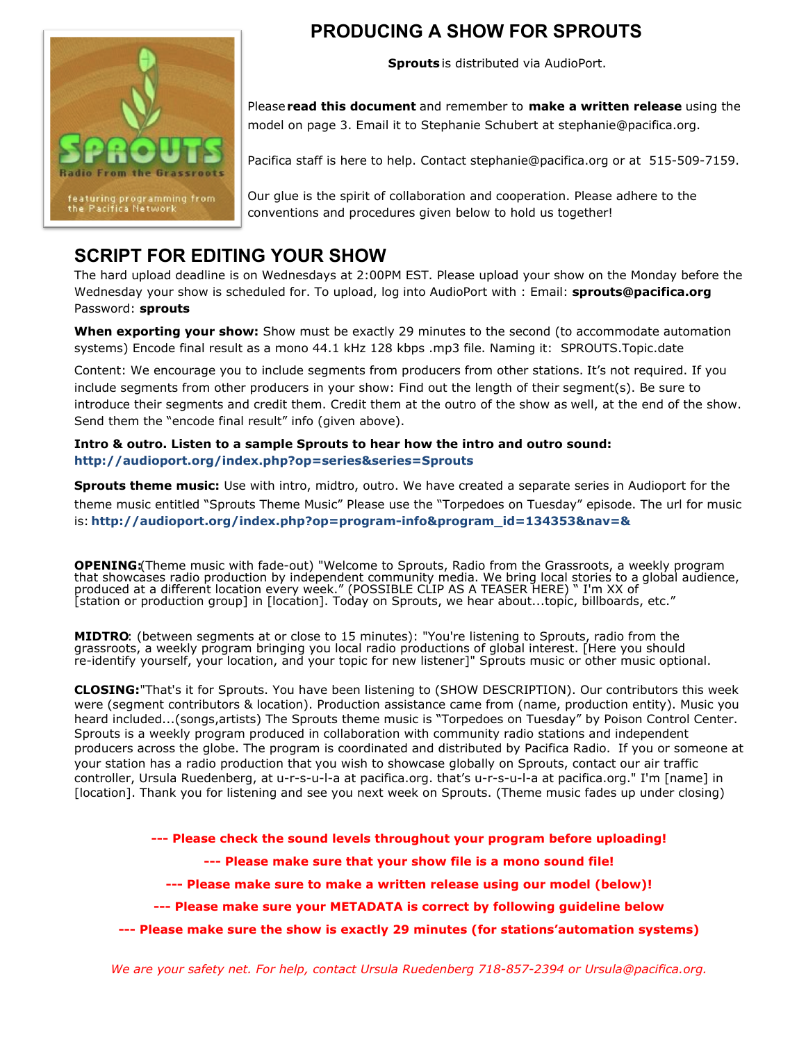# PRODUCING A SHOW FOR SPROUTS

**Sprouts** is distributed via AudioPort.

Please **read this document** and remember to **make a written release** using the model on page 3. Email it to Stephanie Schubert at stephanie@pacifica.org.

Pacifica staff is here to help. Contact stephanie@pacifica.org or at 515-509-7159.

Our glue is the spirit of collaboration and cooperation. Please adhere to the conventions and procedures given below to hold us together!

## SCRIPT FOR EDITING YOUR SHOW

The hard upload deadline is on Wednesdays at 2:00PM EST. Please upload your show on the Monday before the Wednesday your show is scheduled for. To upload, log into AudioPort with : Email: **sprouts@pacifica.org** Password: **sprouts**

**When exporting your show:** Show must be exactly 29 minutes to the second (to accommodate automation systems) Encode final result as a mono 44.1 kHz 128 kbps .mp3 file. Naming it: SPROUTS.Topic.date

Content: We encourage you to include segments from producers from other stations. It's not required. If you include segments from other producers in your show: Find out the length of their segment(s). Be sure to introduce their segments and credit them. Credit them at the outro of the show as well, at the end of the show. Send them the "encode final result" info (given above).

**Intro & outro. Listen to a sample Sprouts to hear how the intro and outro sound:** **http://audioport.org/index.php?op=series&series=Sprouts**

**Sprouts theme music:** Use with intro, midtro, outro. We have created a separate series in Audioport for the theme music entitled "Sprouts Theme Music" Please use the "Torpedoes on Tuesday" episode. The url for music is: **http://audioport.org/index.php?op=program-info&program_id=134353&nav=&**

**OPENING:**(Theme music with fade-out) "Welcome to Sprouts, Radio from the Grassroots, a weekly program that showcases radio production by independent community media. We bring local stories to a global audience, produced at a different location every week." (POSSIBLE CLIP AS A TEASER HERE) " I'm XX of [station or production group] in [location]. Today on Sprouts, we hear about...topic, billboards, etc."

**MIDTRO**: (between segments at or close to 15 minutes): "You're listening to Sprouts, radio from the grassroots, a weekly program bringing you local radio productions of global interest. [Here you should re-identify yourself, your location, and your topic for new listener]" Sprouts music or other music optional.

**CLOSING:**"That's it for Sprouts. You have been listening to (SHOW DESCRIPTION). Our contributors this week were (segment contributors & location). Production assistance came from (name, production entity). Music you heard included...(songs,artists) The Sprouts theme music is "Torpedoes on Tuesday" by Poison Control Center. Sprouts is a weekly program produced in collaboration with community radio stations and independent producers across the globe. The program is coordinated and distributed by Pacifica Radio. If you or someone at your station has a radio production that you wish to showcase globally on Sprouts, contact our air traffic controller, Ursula Ruedenberg, at u-r-s-u-l-a at pacifica.org. that's u-r-s-u-l-a at pacifica.org." I'm [name] in [location]. Thank you for listening and see you next week on Sprouts. (Theme music fades up under closing)

**--- Please check the sound levels throughout your program before uploading!**

**--- Please make sure that your show file is a mono sound file!**

**--- Please make sure to make a written release using our model (below)!**

**--- Please make sure your METADATA is correct by following guideline below**

**--- Please make sure the show is exactly 29 minutes (for stations'automation systems)**

*We are your safety net. For help, contact Ursula Ruedenberg 718-857-2394 or Ursula@pacifica.org.*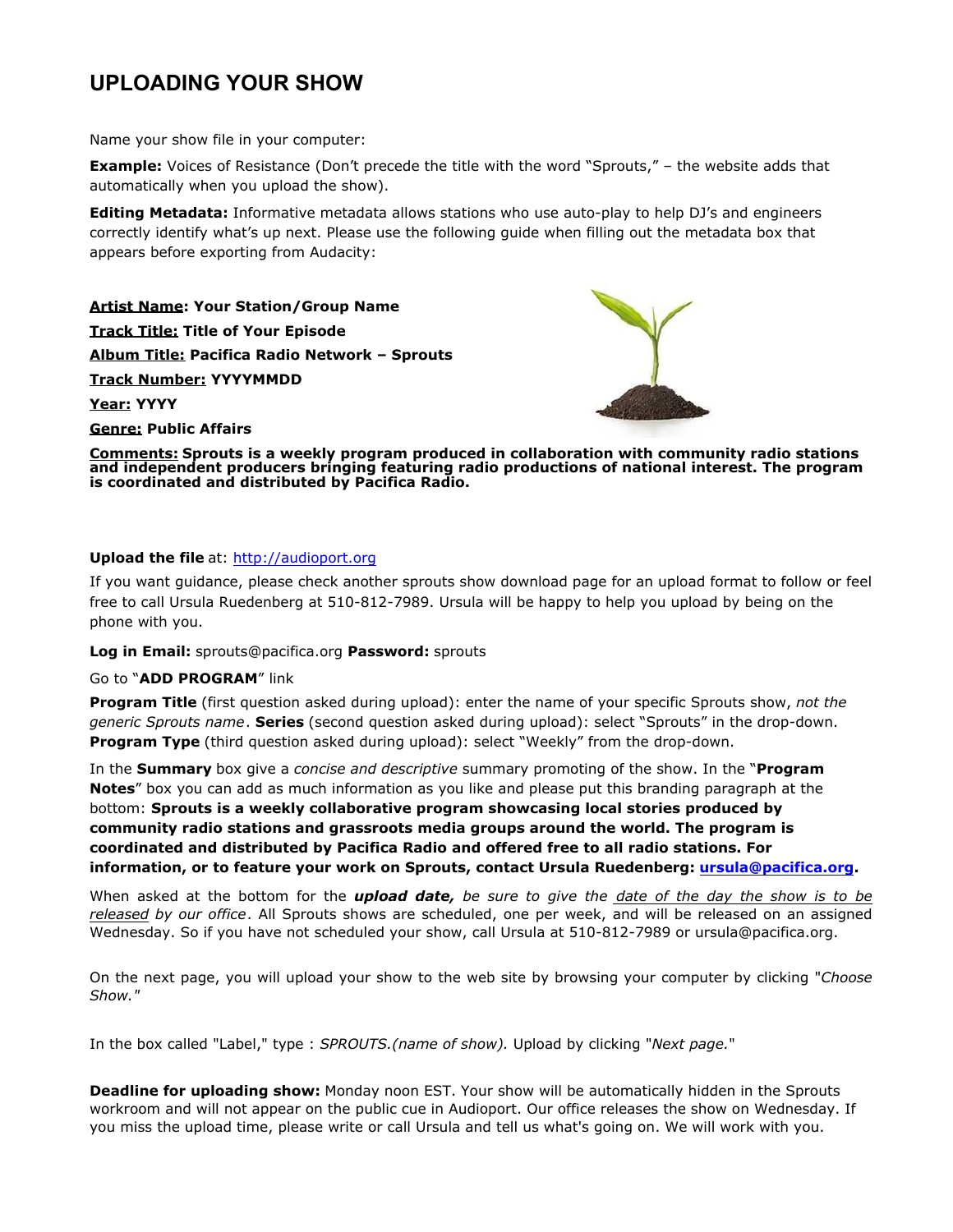# UPLOADING YOUR SHOW

Name your show file in your computer:

**Example:** Voices of Resistance (Don't precede the title with the word "Sprouts," – the website adds that automatically when you upload the show).

**Editing Metadata:** Informative metadata allows stations who use auto-play to help DJ's and engineers correctly identify what's up next. Please use the following guide when filling out the metadata box that appears before exporting from Audacity:

**Artist Name: Your Station/Group Name**

**Track Title: Title of Your Episode**

**Album Title: Pacifica Radio Network – Sprouts**

**Track Number: YYYYMMDD**

**Year: YYYY**

**Genre: Public Affairs**

**Comments: Sprouts is a weekly program produced in collaboration with community radio stations and independent producers bringing featuring radio productions of national interest. The program is coordinated and distributed by Pacifica Radio.**

**Upload the file** at: http://audioport.org

If you want guidance, please check another sprouts show download page for an upload format to follow or feel free to call Ursula Ruedenberg at 510-812-7989. Ursula will be happy to help you upload by being on the phone with you.

**Log in Email:** sprouts@pacifica.org **Password:** sprouts

Go to "**ADD PROGRAM**" link

**Program Title** (first question asked during upload): enter the name of your specific Sprouts show, *not the generic Sprouts name*. **Series** (second question asked during upload): select "Sprouts" in the drop-down. **Program Type** (third question asked during upload): select "Weekly" from the drop-down.

In the **Summary** box give a *concise and descriptive* summary promoting of the show. In the "**Program Notes**" box you can add as much information as you like and please put this branding paragraph at the bottom: **Sprouts is a weekly collaborative program showcasing local stories produced by community radio stations and grassroots media groups around the world. The program is coordinated and distributed by Pacifica Radio and offered free to all radio stations. For information, or to feature your work on Sprouts, contact Ursula Ruedenberg: ursula@pacifica.org.**

When asked at the bottom for the ***upload date,*** *be sure to give the date of the day the show is to be released by our office*. All Sprouts shows are scheduled, one per week, and will be released on an assigned Wednesday. So if you have not scheduled your show, call Ursula at 510-812-7989 or ursula@pacifica.org.

On the next page, you will upload your show to the web site by browsing your computer by clicking "*Choose Show."*

In the box called "Label," type : *SPROUTS.(name of show).* Upload by clicking "*Next page.*"

**Deadline for uploading show:** Monday noon EST. Your show will be automatically hidden in the Sprouts workroom and will not appear on the public cue in Audioport. Our office releases the show on Wednesday. If you miss the upload time, please write or call Ursula and tell us what's going on. We will work with you.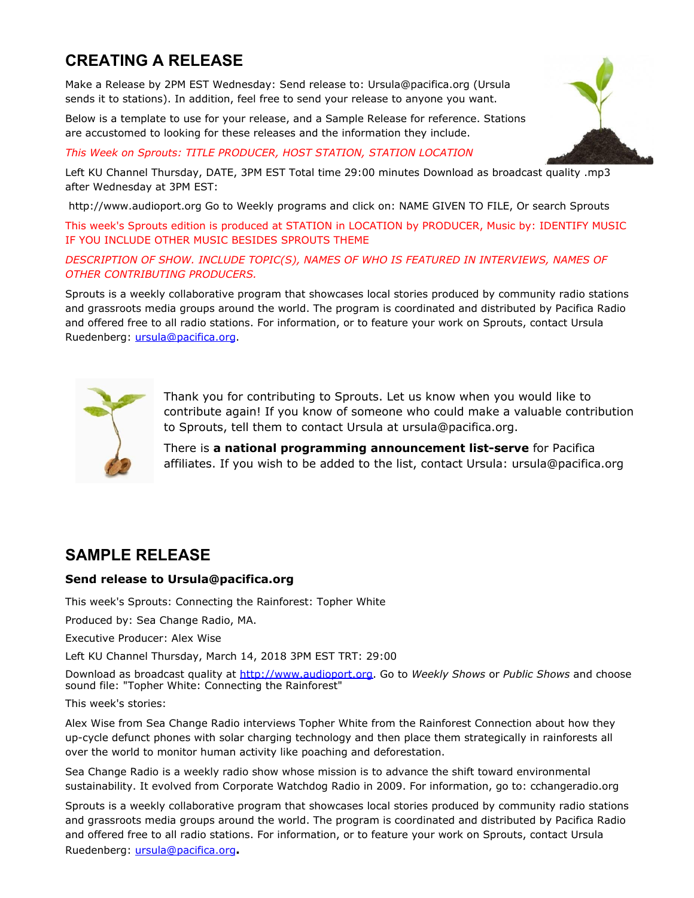## CREATING A RELEASE

Make a Release by 2PM EST Wednesday: Send release to: Ursula@pacifica.org (Ursula sends it to stations). In addition, feel free to send your release to anyone you want.

Below is a template to use for your release, and a Sample Release for reference. Stations are accustomed to looking for these releases and the information they include.

*This Week on Sprouts: TITLE PRODUCER, HOST STATION, STATION LOCATION*

Left KU Channel Thursday, DATE, 3PM EST Total time 29:00 minutes Download as broadcast quality .mp3 after Wednesday at 3PM EST:

http://www.audioport.org Go to Weekly programs and click on: NAME GIVEN TO FILE, Or search Sprouts

This week's Sprouts edition is produced at STATION in LOCATION by PRODUCER, Music by: IDENTIFY MUSIC IF YOU INCLUDE OTHER MUSIC BESIDES SPROUTS THEME

*DESCRIPTION OF SHOW. INCLUDE TOPIC(S), NAMES OF WHO IS FEATURED IN INTERVIEWS, NAMES OF OTHER CONTRIBUTING PRODUCERS.*

Sprouts is a weekly collaborative program that showcases local stories produced by community radio stations and grassroots media groups around the world. The program is coordinated and distributed by Pacifica Radio and offered free to all radio stations. For information, or to feature your work on Sprouts, contact Ursula Ruedenberg: ursula@pacifica.org.

Thank you for contributing to Sprouts. Let us know when you would like to contribute again! If you know of someone who could make a valuable contribution to Sprouts, tell them to contact Ursula at ursula@pacifica.org.

There is **a national programming announcement list-serve** for Pacifica affiliates. If you wish to be added to the list, contact Ursula: ursula@pacifica.org

## SAMPLE RELEASE

### Send release to Ursula@pacifica.org

This week's Sprouts: Connecting the Rainforest: Topher White

Produced by: Sea Change Radio, MA.

Executive Producer: Alex Wise

Left KU Channel Thursday, March 14, 2018 3PM EST TRT: 29:00

Download as broadcast quality at http://www.audioport.org. Go to *Weekly Shows* or *Public Shows* and choose sound file: "Topher White: Connecting the Rainforest"

This week's stories:

Alex Wise from Sea Change Radio interviews Topher White from the Rainforest Connection about how they up-cycle defunct phones with solar charging technology and then place them strategically in rainforests all over the world to monitor human activity like poaching and deforestation.

Sea Change Radio is a weekly radio show whose mission is to advance the shift toward environmental sustainability. It evolved from Corporate Watchdog Radio in 2009. For information, go to: cchangeradio.org

Sprouts is a weekly collaborative program that showcases local stories produced by community radio stations and grassroots media groups around the world. The program is coordinated and distributed by Pacifica Radio and offered free to all radio stations. For information, or to feature your work on Sprouts, contact Ursula Ruedenberg: ursula@pacifica.org.